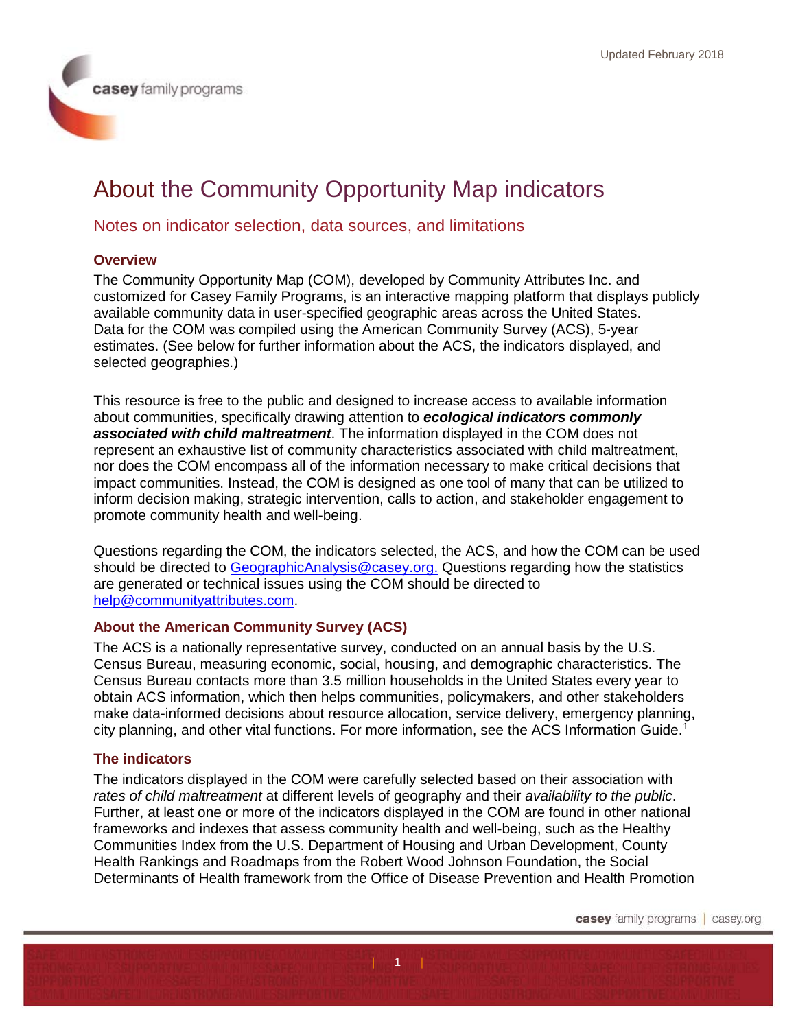Updated February 2018

# About the Community Opportunity Map indicators

## Notes on indicator selection, data sources, and limitations

### Overview

The Community Opportunity Map (COM), developed by Community Attributes Inc. and customized for Casey Family Programs, is an interactive mapping platform that displays publicly available community data in user-specified geographic areas across the United States. Data for the COM was compiled using the American Community Survey (ACS), 5-year estimates. (See below for further information about the ACS, the indicators displayed, and selected geographies.)

This resource is free to the public and designed to increase access to available information about communities, specifically drawing attention to ***ecological indicators commonly associated with child maltreatment***. The information displayed in the COM does not represent an exhaustive list of community characteristics associated with child maltreatment, nor does the COM encompass all of the information necessary to make critical decisions that impact communities. Instead, the COM is designed as one tool of many that can be utilized to inform decision making, strategic intervention, calls to action, and stakeholder engagement to promote community health and well-being.

Questions regarding the COM, the indicators selected, the ACS, and how the COM can be used should be directed to GeographicAnalysis@casey.org. Questions regarding how the statistics are generated or technical issues using the COM should be directed to help@communityattributes.com.

### About the American Community Survey (ACS)

The ACS is a nationally representative survey, conducted on an annual basis by the U.S. Census Bureau, measuring economic, social, housing, and demographic characteristics. The Census Bureau contacts more than 3.5 million households in the United States every year to obtain ACS information, which then helps communities, policymakers, and other stakeholders make data-informed decisions about resource allocation, service delivery, emergency planning, city planning, and other vital functions. For more information, see the ACS Information Guide.[1]

### The indicators

The indicators displayed in the COM were carefully selected based on their association with *rates of child maltreatment* at different levels of geography and their *availability to the public*. Further, at least one or more of the indicators displayed in the COM are found in other national frameworks and indexes that assess community health and well-being, such as the Healthy Communities Index from the U.S. Department of Housing and Urban Development, County Health Rankings and Roadmaps from the Robert Wood Johnson Foundation, the Social Determinants of Health framework from the Office of Disease Prevention and Health Promotion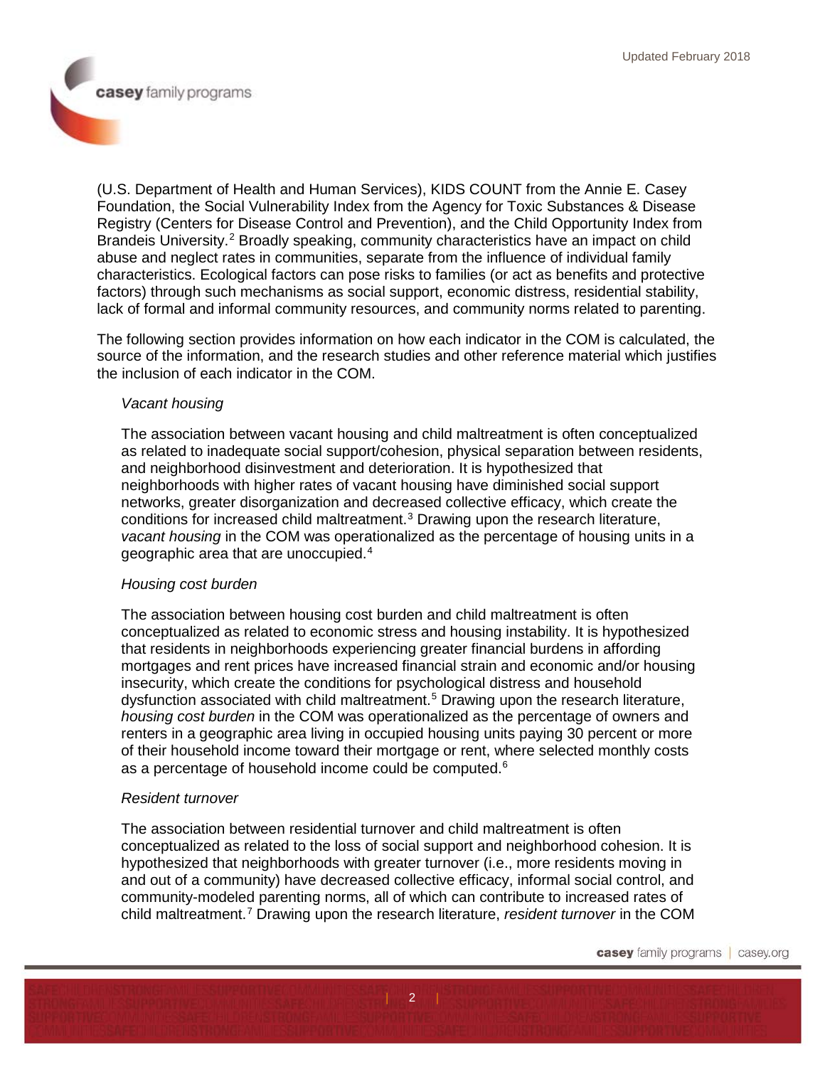(U.S. Department of Health and Human Services), KIDS COUNT from the Annie E. Casey Foundation, the Social Vulnerability Index from the Agency for Toxic Substances & Disease Registry (Centers for Disease Control and Prevention), and the Child Opportunity Index from Brandeis University.[2] Broadly speaking, community characteristics have an impact on child abuse and neglect rates in communities, separate from the influence of individual family characteristics. Ecological factors can pose risks to families (or act as benefits and protective factors) through such mechanisms as social support, economic distress, residential stability, lack of formal and informal community resources, and community norms related to parenting.

The following section provides information on how each indicator in the COM is calculated, the source of the information, and the research studies and other reference material which justifies the inclusion of each indicator in the COM.

*Vacant housing*

The association between vacant housing and child maltreatment is often conceptualized as related to inadequate social support/cohesion, physical separation between residents, and neighborhood disinvestment and deterioration. It is hypothesized that neighborhoods with higher rates of vacant housing have diminished social support networks, greater disorganization and decreased collective efficacy, which create the conditions for increased child maltreatment.[3] Drawing upon the research literature, *vacant housing* in the COM was operationalized as the percentage of housing units in a geographic area that are unoccupied.[4]

*Housing cost burden*

The association between housing cost burden and child maltreatment is often conceptualized as related to economic stress and housing instability. It is hypothesized that residents in neighborhoods experiencing greater financial burdens in affording mortgages and rent prices have increased financial strain and economic and/or housing insecurity, which create the conditions for psychological distress and household dysfunction associated with child maltreatment.[5] Drawing upon the research literature, *housing cost burden* in the COM was operationalized as the percentage of owners and renters in a geographic area living in occupied housing units paying 30 percent or more of their household income toward their mortgage or rent, where selected monthly costs as a percentage of household income could be computed.[6]

*Resident turnover*

The association between residential turnover and child maltreatment is often conceptualized as related to the loss of social support and neighborhood cohesion. It is hypothesized that neighborhoods with greater turnover (i.e., more residents moving in and out of a community) have decreased collective efficacy, informal social control, and community-modeled parenting norms, all of which can contribute to increased rates of child maltreatment.[7] Drawing upon the research literature, *resident turnover* in the COM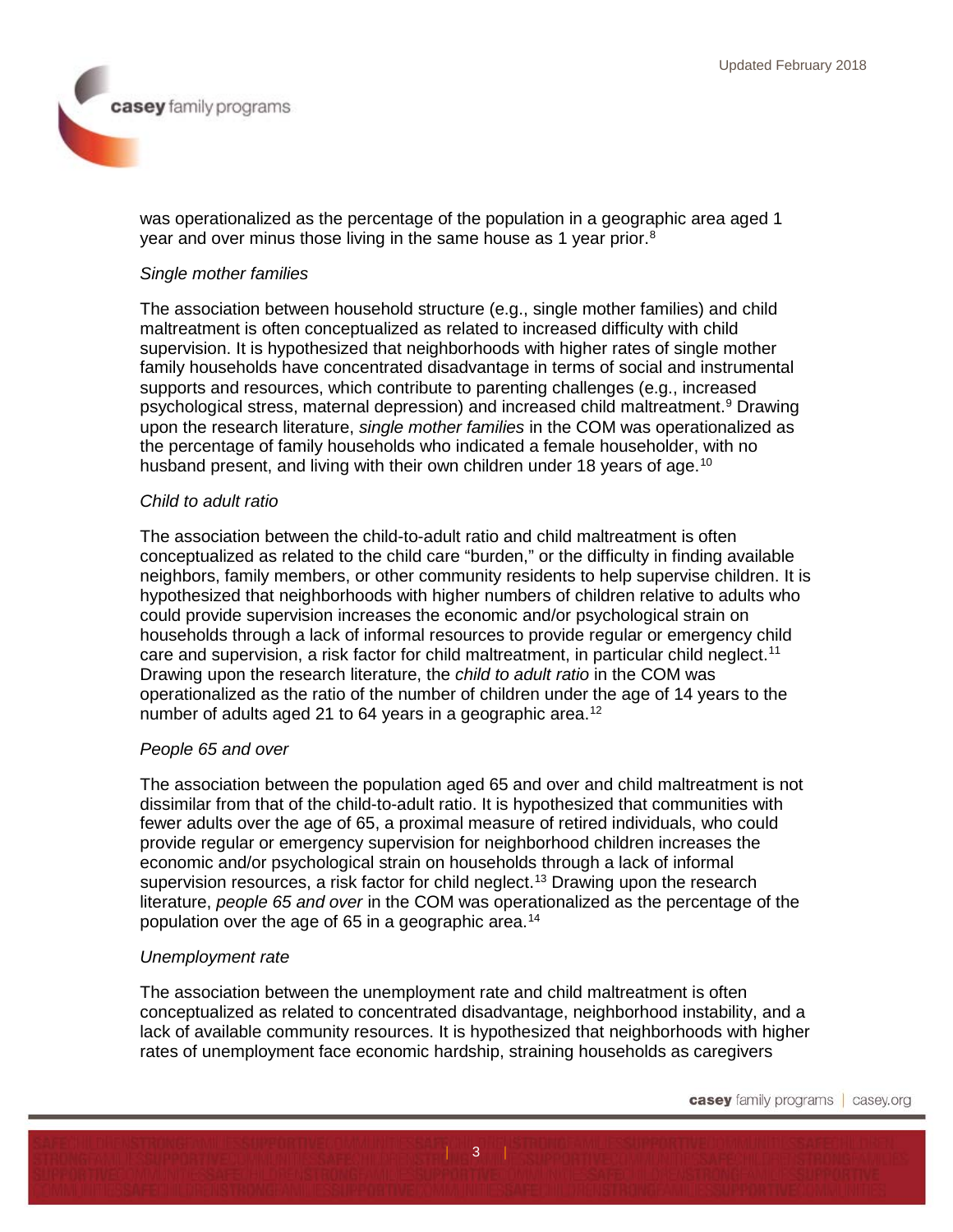was operationalized as the percentage of the population in a geographic area aged 1 year and over minus those living in the same house as 1 year prior.[8]

*Single mother families*

The association between household structure (e.g., single mother families) and child maltreatment is often conceptualized as related to increased difficulty with child supervision. It is hypothesized that neighborhoods with higher rates of single mother family households have concentrated disadvantage in terms of social and instrumental supports and resources, which contribute to parenting challenges (e.g., increased psychological stress, maternal depression) and increased child maltreatment.[9] Drawing upon the research literature, *single mother families* in the COM was operationalized as the percentage of family households who indicated a female householder, with no husband present, and living with their own children under 18 years of age.[10]

*Child to adult ratio*

The association between the child-to-adult ratio and child maltreatment is often conceptualized as related to the child care "burden," or the difficulty in finding available neighbors, family members, or other community residents to help supervise children. It is hypothesized that neighborhoods with higher numbers of children relative to adults who could provide supervision increases the economic and/or psychological strain on households through a lack of informal resources to provide regular or emergency child care and supervision, a risk factor for child maltreatment, in particular child neglect.[11] Drawing upon the research literature, the *child to adult ratio* in the COM was operationalized as the ratio of the number of children under the age of 14 years to the number of adults aged 21 to 64 years in a geographic area.[12]

*People 65 and over*

The association between the population aged 65 and over and child maltreatment is not dissimilar from that of the child-to-adult ratio. It is hypothesized that communities with fewer adults over the age of 65, a proximal measure of retired individuals, who could provide regular or emergency supervision for neighborhood children increases the economic and/or psychological strain on households through a lack of informal supervision resources, a risk factor for child neglect.[13] Drawing upon the research literature, *people 65 and over* in the COM was operationalized as the percentage of the population over the age of 65 in a geographic area.[14]

*Unemployment rate*

The association between the unemployment rate and child maltreatment is often conceptualized as related to concentrated disadvantage, neighborhood instability, and a lack of available community resources. It is hypothesized that neighborhoods with higher rates of unemployment face economic hardship, straining households as caregivers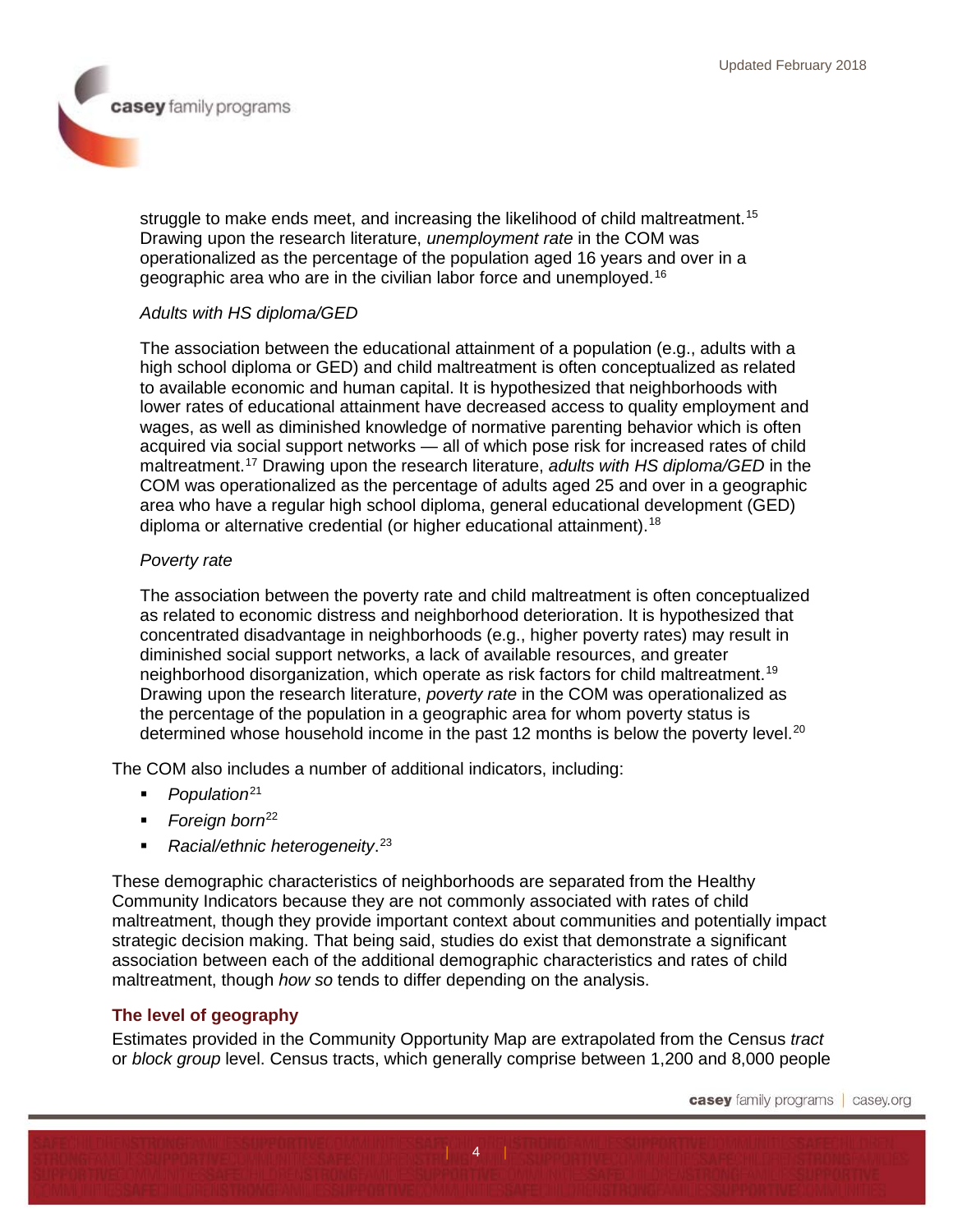struggle to make ends meet, and increasing the likelihood of child maltreatment.[15] Drawing upon the research literature, *unemployment rate* in the COM was operationalized as the percentage of the population aged 16 years and over in a geographic area who are in the civilian labor force and unemployed.[16]

*Adults with HS diploma/GED*

The association between the educational attainment of a population (e.g., adults with a high school diploma or GED) and child maltreatment is often conceptualized as related to available economic and human capital. It is hypothesized that neighborhoods with lower rates of educational attainment have decreased access to quality employment and wages, as well as diminished knowledge of normative parenting behavior which is often acquired via social support networks — all of which pose risk for increased rates of child maltreatment.[17] Drawing upon the research literature, *adults with HS diploma/GED* in the COM was operationalized as the percentage of adults aged 25 and over in a geographic area who have a regular high school diploma, general educational development (GED) diploma or alternative credential (or higher educational attainment).[18]

*Poverty rate*

The association between the poverty rate and child maltreatment is often conceptualized as related to economic distress and neighborhood deterioration. It is hypothesized that concentrated disadvantage in neighborhoods (e.g., higher poverty rates) may result in diminished social support networks, a lack of available resources, and greater neighborhood disorganization, which operate as risk factors for child maltreatment.[19] Drawing upon the research literature, *poverty rate* in the COM was operationalized as the percentage of the population in a geographic area for whom poverty status is determined whose household income in the past 12 months is below the poverty level.[20]

The COM also includes a number of additional indicators, including:

- *Population*[21]
- *Foreign born*[22]
- *Racial/ethnic heterogeneity*.[23]

These demographic characteristics of neighborhoods are separated from the Healthy Community Indicators because they are not commonly associated with rates of child maltreatment, though they provide important context about communities and potentially impact strategic decision making. That being said, studies do exist that demonstrate a significant association between each of the additional demographic characteristics and rates of child maltreatment, though *how so* tends to differ depending on the analysis.

## The level of geography

Estimates provided in the Community Opportunity Map are extrapolated from the Census *tract* or *block group* level. Census tracts, which generally comprise between 1,200 and 8,000 people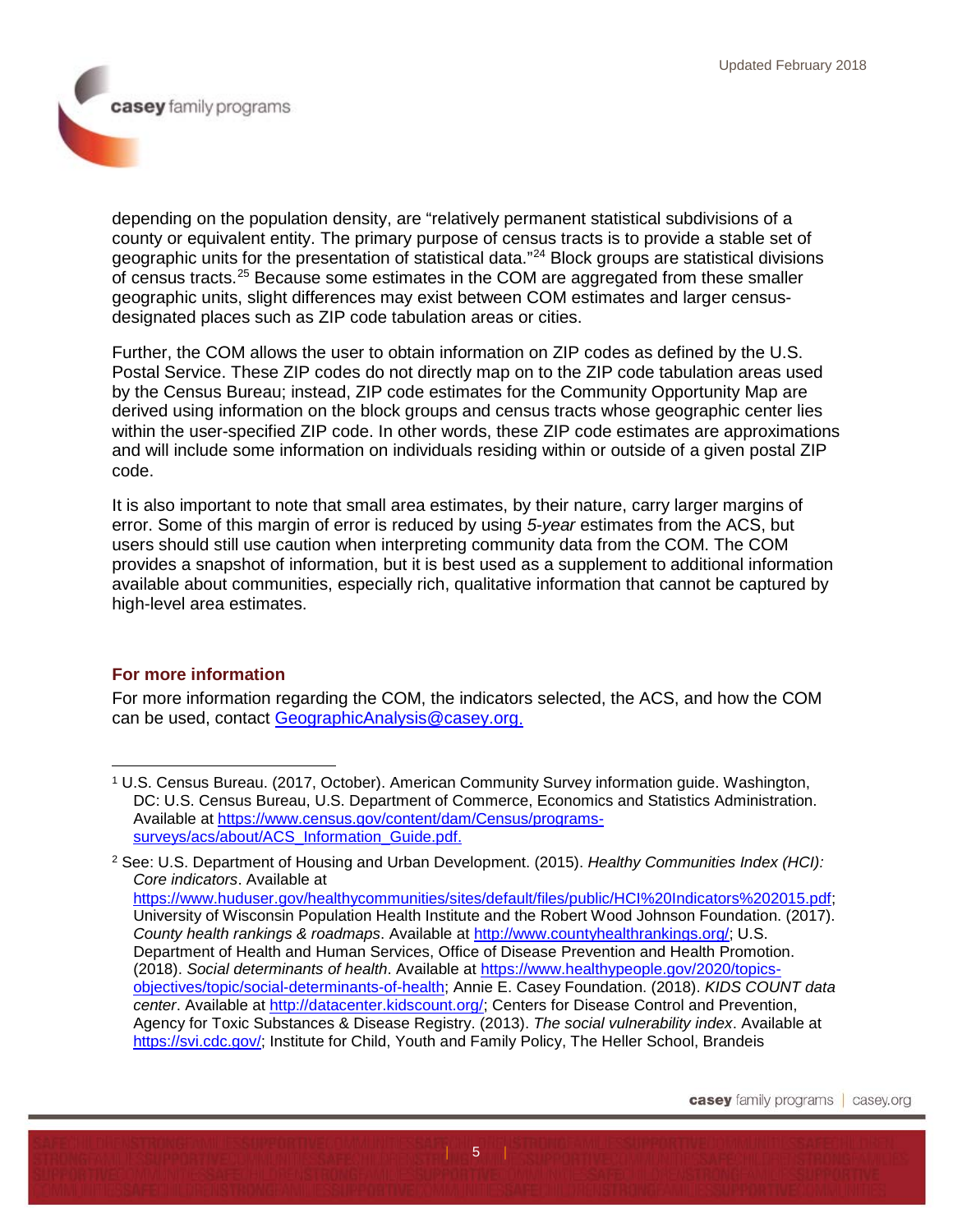depending on the population density, are "relatively permanent statistical subdivisions of a county or equivalent entity. The primary purpose of census tracts is to provide a stable set of geographic units for the presentation of statistical data."[24] Block groups are statistical divisions of census tracts.[25] Because some estimates in the COM are aggregated from these smaller geographic units, slight differences may exist between COM estimates and larger census-designated places such as ZIP code tabulation areas or cities.

Further, the COM allows the user to obtain information on ZIP codes as defined by the U.S. Postal Service. These ZIP codes do not directly map on to the ZIP code tabulation areas used by the Census Bureau; instead, ZIP code estimates for the Community Opportunity Map are derived using information on the block groups and census tracts whose geographic center lies within the user-specified ZIP code. In other words, these ZIP code estimates are approximations and will include some information on individuals residing within or outside of a given postal ZIP code.

It is also important to note that small area estimates, by their nature, carry larger margins of error. Some of this margin of error is reduced by using *5-year* estimates from the ACS, but users should still use caution when interpreting community data from the COM. The COM provides a snapshot of information, but it is best used as a supplement to additional information available about communities, especially rich, qualitative information that cannot be captured by high-level area estimates.

## For more information

For more information regarding the COM, the indicators selected, the ACS, and how the COM can be used, contact GeographicAnalysis@casey.org.

---

[1] U.S. Census Bureau. (2017, October). American Community Survey information guide. Washington, DC: U.S. Census Bureau, U.S. Department of Commerce, Economics and Statistics Administration. Available at https://www.census.gov/content/dam/Census/programs-surveys/acs/about/ACS_Information_Guide.pdf.

[2] See: U.S. Department of Housing and Urban Development. (2015). *Healthy Communities Index (HCI): Core indicators*. Available at https://www.huduser.gov/healthycommunities/sites/default/files/public/HCI%20Indicators%202015.pdf; University of Wisconsin Population Health Institute and the Robert Wood Johnson Foundation. (2017). *County health rankings & roadmaps*. Available at http://www.countyhealthrankings.org/; U.S. Department of Health and Human Services, Office of Disease Prevention and Health Promotion. (2018). *Social determinants of health*. Available at https://www.healthypeople.gov/2020/topics-objectives/topic/social-determinants-of-health; Annie E. Casey Foundation. (2018). *KIDS COUNT data center*. Available at http://datacenter.kidscount.org/; Centers for Disease Control and Prevention, Agency for Toxic Substances & Disease Registry. (2013). *The social vulnerability index*. Available at https://svi.cdc.gov/; Institute for Child, Youth and Family Policy, The Heller School, Brandeis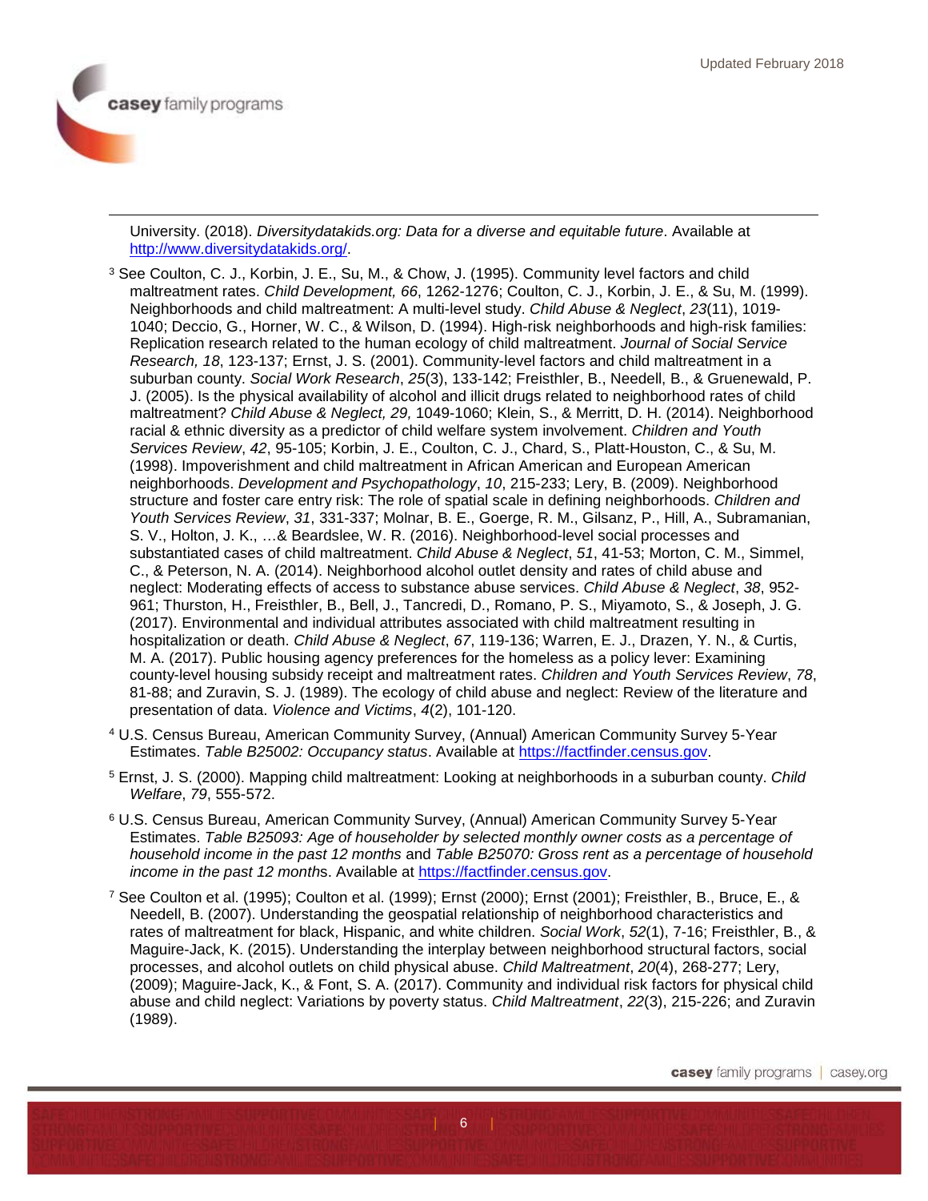University. (2018). *Diversitydatakids.org: Data for a diverse and equitable future*. Available at http://www.diversitydatakids.org/.

[3] See Coulton, C. J., Korbin, J. E., Su, M., & Chow, J. (1995). Community level factors and child maltreatment rates. *Child Development, 66*, 1262-1276; Coulton, C. J., Korbin, J. E., & Su, M. (1999). Neighborhoods and child maltreatment: A multi-level study. *Child Abuse & Neglect*, *23*(11), 1019-1040; Deccio, G., Horner, W. C., & Wilson, D. (1994). High-risk neighborhoods and high-risk families: Replication research related to the human ecology of child maltreatment. *Journal of Social Service Research, 18*, 123-137; Ernst, J. S. (2001). Community-level factors and child maltreatment in a suburban county. *Social Work Research*, *25*(3), 133-142; Freisthler, B., Needell, B., & Gruenewald, P. J. (2005). Is the physical availability of alcohol and illicit drugs related to neighborhood rates of child maltreatment? *Child Abuse & Neglect, 29,* 1049-1060; Klein, S., & Merritt, D. H. (2014). Neighborhood racial & ethnic diversity as a predictor of child welfare system involvement. *Children and Youth Services Review*, *42*, 95-105; Korbin, J. E., Coulton, C. J., Chard, S., Platt-Houston, C., & Su, M. (1998). Impoverishment and child maltreatment in African American and European American neighborhoods. *Development and Psychopathology*, *10*, 215-233; Lery, B. (2009). Neighborhood structure and foster care entry risk: The role of spatial scale in defining neighborhoods. *Children and Youth Services Review*, *31*, 331-337; Molnar, B. E., Goerge, R. M., Gilsanz, P., Hill, A., Subramanian, S. V., Holton, J. K., …& Beardslee, W. R. (2016). Neighborhood-level social processes and substantiated cases of child maltreatment. *Child Abuse & Neglect*, *51*, 41-53; Morton, C. M., Simmel, C., & Peterson, N. A. (2014). Neighborhood alcohol outlet density and rates of child abuse and neglect: Moderating effects of access to substance abuse services. *Child Abuse & Neglect*, *38*, 952-961; Thurston, H., Freisthler, B., Bell, J., Tancredi, D., Romano, P. S., Miyamoto, S., & Joseph, J. G. (2017). Environmental and individual attributes associated with child maltreatment resulting in hospitalization or death. *Child Abuse & Neglect*, *67*, 119-136; Warren, E. J., Drazen, Y. N., & Curtis, M. A. (2017). Public housing agency preferences for the homeless as a policy lever: Examining county-level housing subsidy receipt and maltreatment rates. *Children and Youth Services Review*, *78*, 81-88; and Zuravin, S. J. (1989). The ecology of child abuse and neglect: Review of the literature and presentation of data. *Violence and Victims*, *4*(2), 101-120.

[4] U.S. Census Bureau, American Community Survey, (Annual) American Community Survey 5-Year Estimates. *Table B25002: Occupancy status*. Available at https://factfinder.census.gov.

[5] Ernst, J. S. (2000). Mapping child maltreatment: Looking at neighborhoods in a suburban county. *Child Welfare*, *79*, 555-572.

[6] U.S. Census Bureau, American Community Survey, (Annual) American Community Survey 5-Year Estimates. *Table B25093: Age of householder by selected monthly owner costs as a percentage of household income in the past 12 months* and *Table B25070: Gross rent as a percentage of household income in the past 12 month*s. Available at https://factfinder.census.gov.

[7] See Coulton et al. (1995); Coulton et al. (1999); Ernst (2000); Ernst (2001); Freisthler, B., Bruce, E., & Needell, B. (2007). Understanding the geospatial relationship of neighborhood characteristics and rates of maltreatment for black, Hispanic, and white children. *Social Work*, *52*(1), 7-16; Freisthler, B., & Maguire-Jack, K. (2015). Understanding the interplay between neighborhood structural factors, social processes, and alcohol outlets on child physical abuse. *Child Maltreatment*, *20*(4), 268-277; Lery, (2009); Maguire-Jack, K., & Font, S. A. (2017). Community and individual risk factors for physical child abuse and child neglect: Variations by poverty status. *Child Maltreatment*, *22*(3), 215-226; and Zuravin (1989).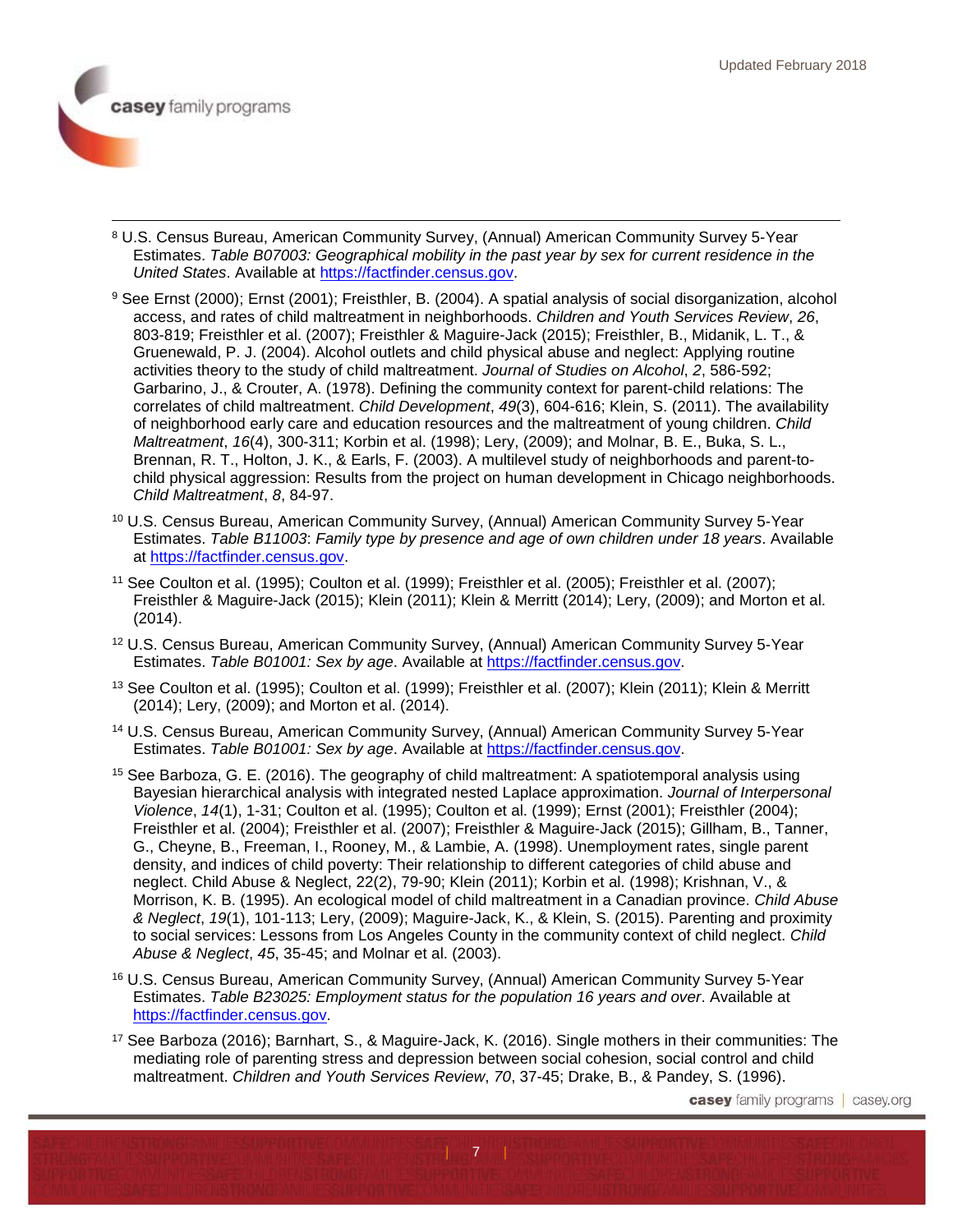[8] U.S. Census Bureau, American Community Survey, (Annual) American Community Survey 5-Year Estimates. *Table B07003: Geographical mobility in the past year by sex for current residence in the United States*. Available at https://factfinder.census.gov.

[9] See Ernst (2000); Ernst (2001); Freisthler, B. (2004). A spatial analysis of social disorganization, alcohol access, and rates of child maltreatment in neighborhoods. *Children and Youth Services Review*, *26*, 803-819; Freisthler et al. (2007); Freisthler & Maguire-Jack (2015); Freisthler, B., Midanik, L. T., & Gruenewald, P. J. (2004). Alcohol outlets and child physical abuse and neglect: Applying routine activities theory to the study of child maltreatment. *Journal of Studies on Alcohol*, *2*, 586-592; Garbarino, J., & Crouter, A. (1978). Defining the community context for parent-child relations: The correlates of child maltreatment. *Child Development*, *49*(3), 604-616; Klein, S. (2011). The availability of neighborhood early care and education resources and the maltreatment of young children. *Child Maltreatment*, *16*(4), 300-311; Korbin et al. (1998); Lery, (2009); and Molnar, B. E., Buka, S. L., Brennan, R. T., Holton, J. K., & Earls, F. (2003). A multilevel study of neighborhoods and parent-to-child physical aggression: Results from the project on human development in Chicago neighborhoods. *Child Maltreatment*, *8*, 84-97.

[10] U.S. Census Bureau, American Community Survey, (Annual) American Community Survey 5-Year Estimates. *Table B11003*: *Family type by presence and age of own children under 18 years*. Available at https://factfinder.census.gov.

[11] See Coulton et al. (1995); Coulton et al. (1999); Freisthler et al. (2005); Freisthler et al. (2007); Freisthler & Maguire-Jack (2015); Klein (2011); Klein & Merritt (2014); Lery, (2009); and Morton et al. (2014).

[12] U.S. Census Bureau, American Community Survey, (Annual) American Community Survey 5-Year Estimates. *Table B01001: Sex by age*. Available at https://factfinder.census.gov.

[13] See Coulton et al. (1995); Coulton et al. (1999); Freisthler et al. (2007); Klein (2011); Klein & Merritt (2014); Lery, (2009); and Morton et al. (2014).

[14] U.S. Census Bureau, American Community Survey, (Annual) American Community Survey 5-Year Estimates. *Table B01001: Sex by age*. Available at https://factfinder.census.gov.

[15] See Barboza, G. E. (2016). The geography of child maltreatment: A spatiotemporal analysis using Bayesian hierarchical analysis with integrated nested Laplace approximation. *Journal of Interpersonal Violence*, *14*(1), 1-31; Coulton et al. (1995); Coulton et al. (1999); Ernst (2001); Freisthler (2004); Freisthler et al. (2004); Freisthler et al. (2007); Freisthler & Maguire-Jack (2015); Gillham, B., Tanner, G., Cheyne, B., Freeman, I., Rooney, M., & Lambie, A. (1998). Unemployment rates, single parent density, and indices of child poverty: Their relationship to different categories of child abuse and neglect. Child Abuse & Neglect, 22(2), 79-90; Klein (2011); Korbin et al. (1998); Krishnan, V., & Morrison, K. B. (1995). An ecological model of child maltreatment in a Canadian province. *Child Abuse & Neglect*, *19*(1), 101-113; Lery, (2009); Maguire-Jack, K., & Klein, S. (2015). Parenting and proximity to social services: Lessons from Los Angeles County in the community context of child neglect. *Child Abuse & Neglect*, *45*, 35-45; and Molnar et al. (2003).

[16] U.S. Census Bureau, American Community Survey, (Annual) American Community Survey 5-Year Estimates. *Table B23025: Employment status for the population 16 years and over*. Available at https://factfinder.census.gov.

[17] See Barboza (2016); Barnhart, S., & Maguire-Jack, K. (2016). Single mothers in their communities: The mediating role of parenting stress and depression between social cohesion, social control and child maltreatment. *Children and Youth Services Review*, *70*, 37-45; Drake, B., & Pandey, S. (1996).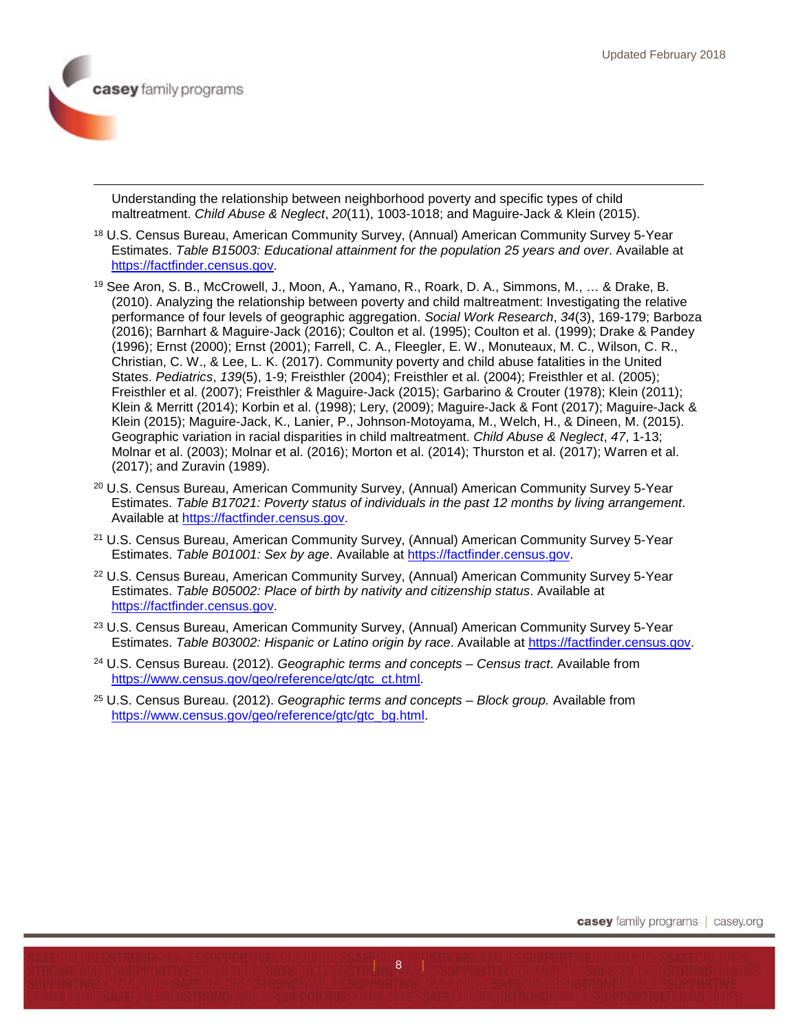Understanding the relationship between neighborhood poverty and specific types of child maltreatment. *Child Abuse & Neglect*, *20*(11), 1003-1018; and Maguire-Jack & Klein (2015).

[18] U.S. Census Bureau, American Community Survey, (Annual) American Community Survey 5-Year Estimates. *Table B15003: Educational attainment for the population 25 years and over*. Available at https://factfinder.census.gov.

[19] See Aron, S. B., McCrowell, J., Moon, A., Yamano, R., Roark, D. A., Simmons, M., … & Drake, B. (2010). Analyzing the relationship between poverty and child maltreatment: Investigating the relative performance of four levels of geographic aggregation. *Social Work Research*, *34*(3), 169-179; Barboza (2016); Barnhart & Maguire-Jack (2016); Coulton et al. (1995); Coulton et al. (1999); Drake & Pandey (1996); Ernst (2000); Ernst (2001); Farrell, C. A., Fleegler, E. W., Monuteaux, M. C., Wilson, C. R., Christian, C. W., & Lee, L. K. (2017). Community poverty and child abuse fatalities in the United States. *Pediatrics*, *139*(5), 1-9; Freisthler (2004); Freisthler et al. (2004); Freisthler et al. (2005); Freisthler et al. (2007); Freisthler & Maguire-Jack (2015); Garbarino & Crouter (1978); Klein (2011); Klein & Merritt (2014); Korbin et al. (1998); Lery, (2009); Maguire-Jack & Font (2017); Maguire-Jack & Klein (2015); Maguire-Jack, K., Lanier, P., Johnson-Motoyama, M., Welch, H., & Dineen, M. (2015). Geographic variation in racial disparities in child maltreatment. *Child Abuse & Neglect*, *47*, 1-13; Molnar et al. (2003); Molnar et al. (2016); Morton et al. (2014); Thurston et al. (2017); Warren et al. (2017); and Zuravin (1989).

[20] U.S. Census Bureau, American Community Survey, (Annual) American Community Survey 5-Year Estimates. *Table B17021: Poverty status of individuals in the past 12 months by living arrangement*. Available at https://factfinder.census.gov.

[21] U.S. Census Bureau, American Community Survey, (Annual) American Community Survey 5-Year Estimates. *Table B01001: Sex by age*. Available at https://factfinder.census.gov.

[22] U.S. Census Bureau, American Community Survey, (Annual) American Community Survey 5-Year Estimates. *Table B05002: Place of birth by nativity and citizenship status*. Available at https://factfinder.census.gov.

[23] U.S. Census Bureau, American Community Survey, (Annual) American Community Survey 5-Year Estimates. *Table B03002: Hispanic or Latino origin by race*. Available at https://factfinder.census.gov.

[24] U.S. Census Bureau. (2012). *Geographic terms and concepts – Census tract*. Available from https://www.census.gov/geo/reference/gtc/gtc_ct.html.

[25] U.S. Census Bureau. (2012). *Geographic terms and concepts – Block group.* Available from https://www.census.gov/geo/reference/gtc/gtc_bg.html.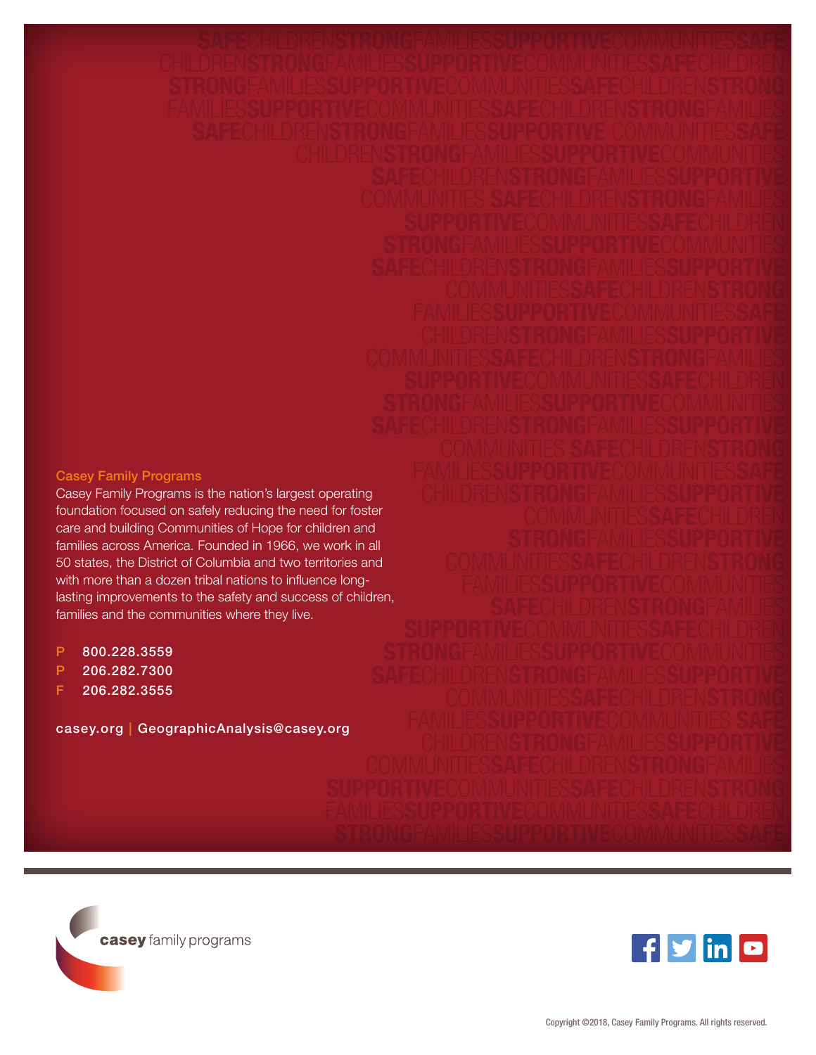## Casey Family Programs

Casey Family Programs is the nation's largest operating foundation focused on safely reducing the need for foster care and building Communities of Hope for children and families across America. Founded in 1966, we work in all 50 states, the District of Columbia and two territories and with more than a dozen tribal nations to influence long-lasting improvements to the safety and success of children, families and the communities where they live.

P 800.228.3559
P 206.282.7300
F 206.282.3555

casey.org | GeographicAnalysis@casey.org

casey family programs

Copyright ©2018, Casey Family Programs. All rights reserved.